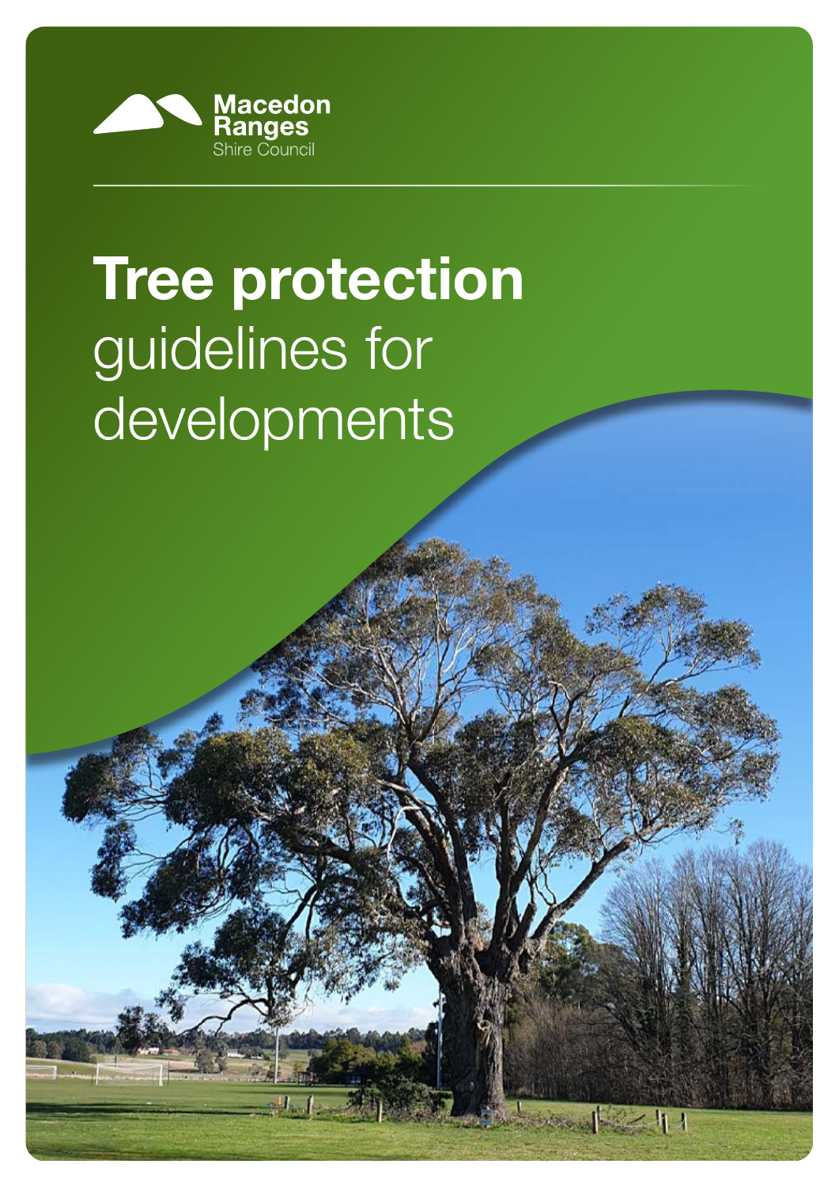Macedon Ranges Shire Council

# Tree protection guidelines for developments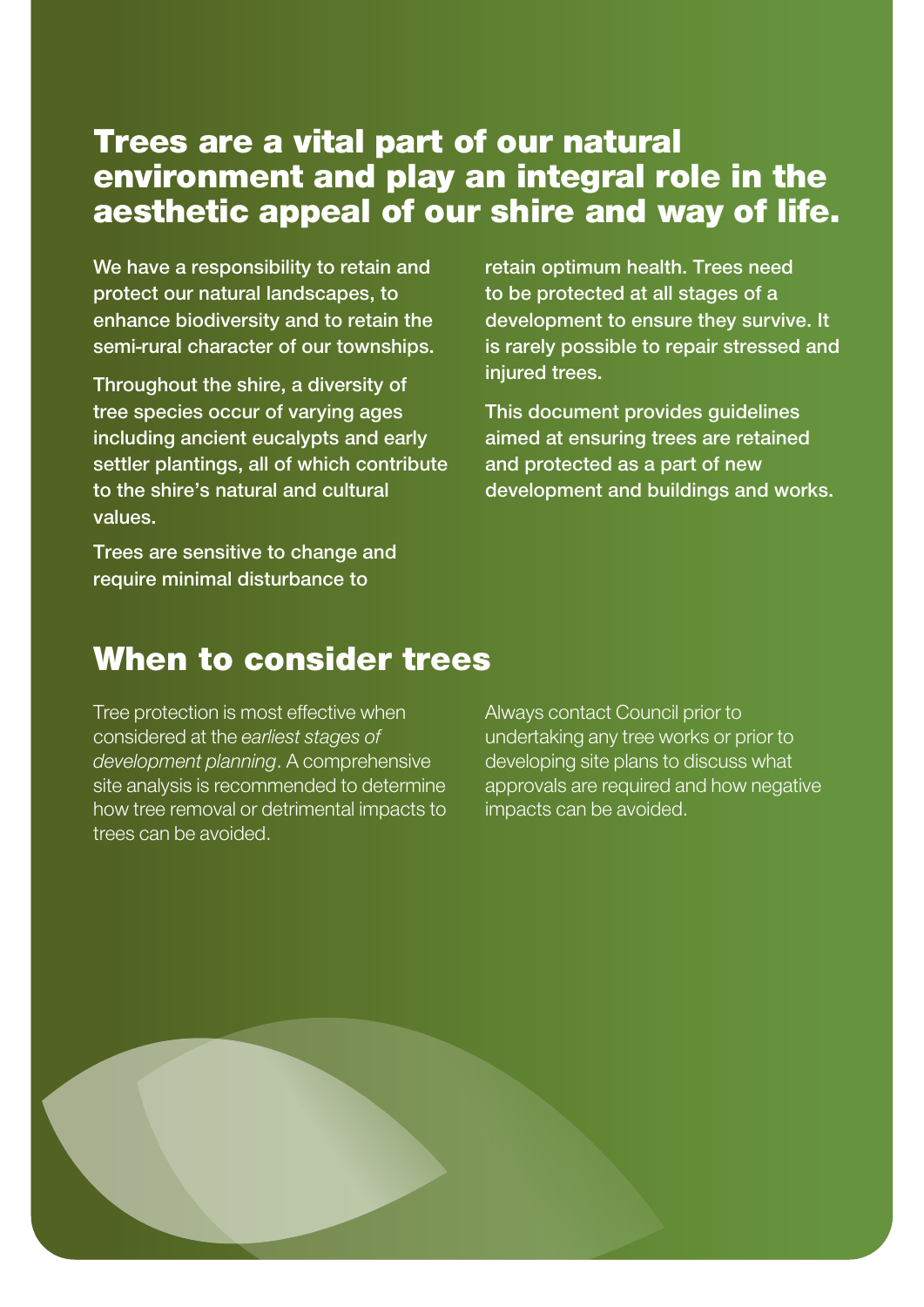## Trees are a vital part of our natural environment and play an integral role in the aesthetic appeal of our shire and way of life.

We have a responsibility to retain and protect our natural landscapes, to enhance biodiversity and to retain the semi-rural character of our townships.

Throughout the shire, a diversity of tree species occur of varying ages including ancient eucalypts and early settler plantings, all of which contribute to the shire's natural and cultural values.

Trees are sensitive to change and require minimal disturbance to retain optimum health. Trees need to be protected at all stages of a development to ensure they survive. It is rarely possible to repair stressed and injured trees.

This document provides guidelines aimed at ensuring trees are retained and protected as a part of new development and buildings and works.

## When to consider trees

Tree protection is most effective when considered at the *earliest stages of development planning*. A comprehensive site analysis is recommended to determine how tree removal or detrimental impacts to trees can be avoided.

Always contact Council prior to undertaking any tree works or prior to developing site plans to discuss what approvals are required and how negative impacts can be avoided.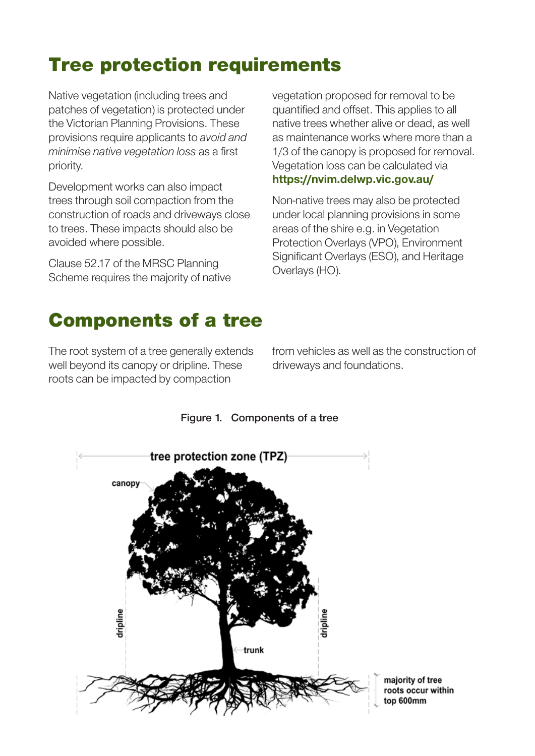# Tree protection requirements

Native vegetation (including trees and patches of vegetation) is protected under the Victorian Planning Provisions. These provisions require applicants to *avoid and minimise native vegetation loss* as a first priority.

Development works can also impact trees through soil compaction from the construction of roads and driveways close to trees. These impacts should also be avoided where possible.

Clause 52.17 of the MRSC Planning Scheme requires the majority of native vegetation proposed for removal to be quantified and offset. This applies to all native trees whether alive or dead, as well as maintenance works where more than a 1/3 of the canopy is proposed for removal. Vegetation loss can be calculated via **https://nvim.delwp.vic.gov.au/**

Non-native trees may also be protected under local planning provisions in some areas of the shire e.g. in Vegetation Protection Overlays (VPO), Environment Significant Overlays (ESO), and Heritage Overlays (HO).

# Components of a tree

The root system of a tree generally extends well beyond its canopy or dripline. These roots can be impacted by compaction from vehicles as well as the construction of driveways and foundations.

Figure 1. Components of a tree

tree protection zone (TPZ)

canopy

dripline

dripline

trunk

majority of tree roots occur within top 600mm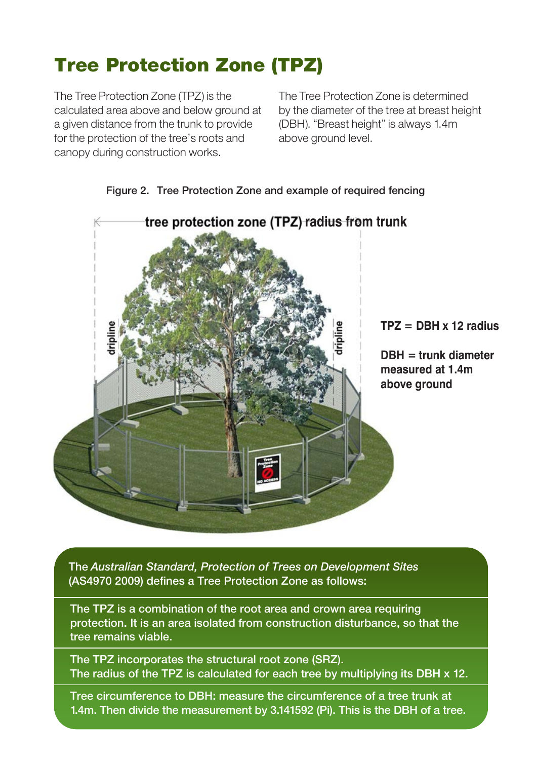# Tree Protection Zone (TPZ)

The Tree Protection Zone (TPZ) is the calculated area above and below ground at a given distance from the trunk to provide for the protection of the tree's roots and canopy during construction works.

The Tree Protection Zone is determined by the diameter of the tree at breast height (DBH). "Breast height" is always 1.4m above ground level.

Figure 2. Tree Protection Zone and example of required fencing

tree protection zone (TPZ) radius from trunk

dripline

dripline

**TPZ = DBH x 12 radius**

**DBH = trunk diameter measured at 1.4m above ground**

The *Australian Standard, Protection of Trees on Development Sites* (AS4970 2009) defines a Tree Protection Zone as follows:

The TPZ is a combination of the root area and crown area requiring protection. It is an area isolated from construction disturbance, so that the tree remains viable.

The TPZ incorporates the structural root zone (SRZ).
The radius of the TPZ is calculated for each tree by multiplying its DBH x 12.

Tree circumference to DBH: measure the circumference of a tree trunk at 1.4m. Then divide the measurement by 3.141592 (Pi). This is the DBH of a tree.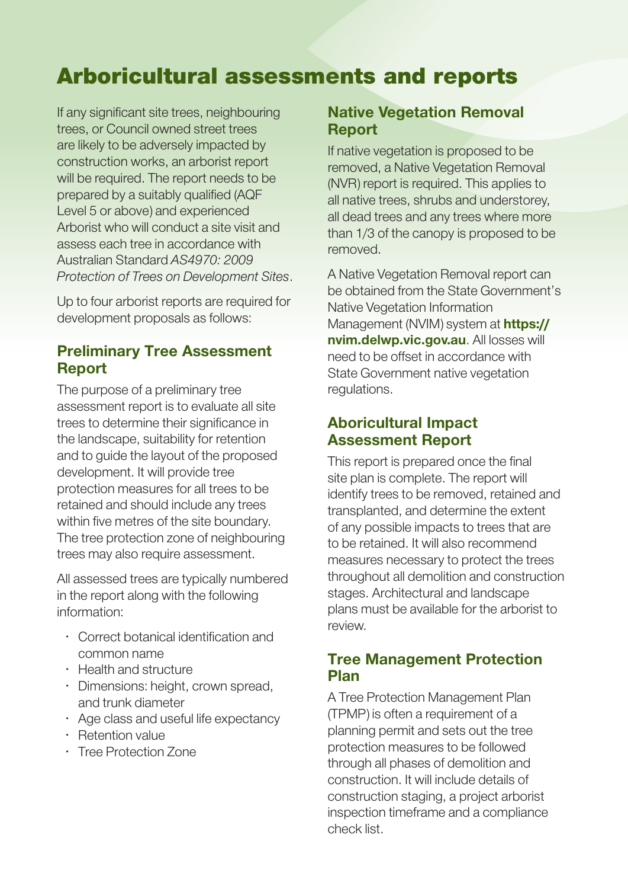# Arboricultural assessments and reports

If any significant site trees, neighbouring trees, or Council owned street trees are likely to be adversely impacted by construction works, an arborist report will be required. The report needs to be prepared by a suitably qualified (AQF Level 5 or above) and experienced Arborist who will conduct a site visit and assess each tree in accordance with Australian Standard *AS4970: 2009 Protection of Trees on Development Sites*.

Up to four arborist reports are required for development proposals as follows:

## Preliminary Tree Assessment Report

The purpose of a preliminary tree assessment report is to evaluate all site trees to determine their significance in the landscape, suitability for retention and to guide the layout of the proposed development. It will provide tree protection measures for all trees to be retained and should include any trees within five metres of the site boundary. The tree protection zone of neighbouring trees may also require assessment.

All assessed trees are typically numbered in the report along with the following information:

- Correct botanical identification and common name
- Health and structure
- Dimensions: height, crown spread, and trunk diameter
- Age class and useful life expectancy
- Retention value
- Tree Protection Zone

## Native Vegetation Removal Report

If native vegetation is proposed to be removed, a Native Vegetation Removal (NVR) report is required. This applies to all native trees, shrubs and understorey, all dead trees and any trees where more than 1/3 of the canopy is proposed to be removed.

A Native Vegetation Removal report can be obtained from the State Government's Native Vegetation Information Management (NVIM) system at **https://nvim.delwp.vic.gov.au**. All losses will need to be offset in accordance with State Government native vegetation regulations.

## Aboricultural Impact Assessment Report

This report is prepared once the final site plan is complete. The report will identify trees to be removed, retained and transplanted, and determine the extent of any possible impacts to trees that are to be retained. It will also recommend measures necessary to protect the trees throughout all demolition and construction stages. Architectural and landscape plans must be available for the arborist to review.

## Tree Management Protection Plan

A Tree Protection Management Plan (TPMP) is often a requirement of a planning permit and sets out the tree protection measures to be followed through all phases of demolition and construction. It will include details of construction staging, a project arborist inspection timeframe and a compliance check list.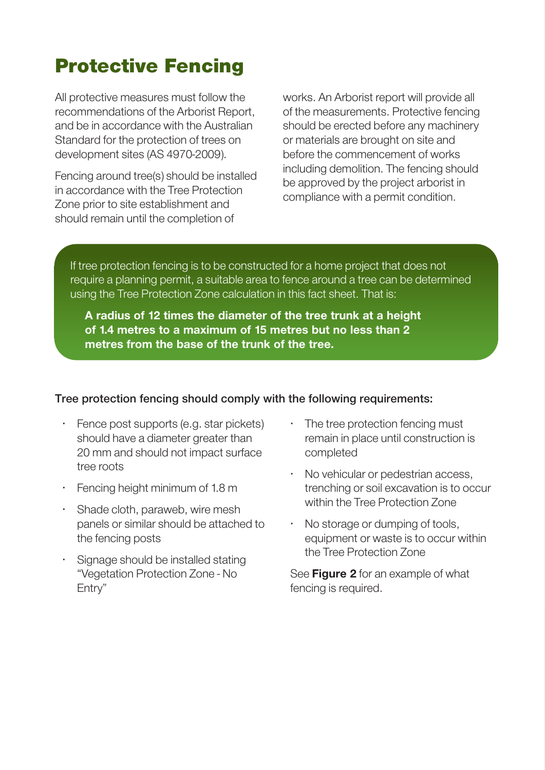# Protective Fencing

All protective measures must follow the recommendations of the Arborist Report, and be in accordance with the Australian Standard for the protection of trees on development sites (AS 4970-2009).

Fencing around tree(s) should be installed in accordance with the Tree Protection Zone prior to site establishment and should remain until the completion of works. An Arborist report will provide all of the measurements. Protective fencing should be erected before any machinery or materials are brought on site and before the commencement of works including demolition. The fencing should be approved by the project arborist in compliance with a permit condition.

If tree protection fencing is to be constructed for a home project that does not require a planning permit, a suitable area to fence around a tree can be determined using the Tree Protection Zone calculation in this fact sheet. That is:

**A radius of 12 times the diameter of the tree trunk at a height of 1.4 metres to a maximum of 15 metres but no less than 2 metres from the base of the trunk of the tree.**

**Tree protection fencing should comply with the following requirements:**

- Fence post supports (e.g. star pickets) should have a diameter greater than 20 mm and should not impact surface tree roots
- Fencing height minimum of 1.8 m
- Shade cloth, paraweb, wire mesh panels or similar should be attached to the fencing posts
- Signage should be installed stating "Vegetation Protection Zone - No Entry"
- The tree protection fencing must remain in place until construction is completed
- No vehicular or pedestrian access, trenching or soil excavation is to occur within the Tree Protection Zone
- No storage or dumping of tools, equipment or waste is to occur within the Tree Protection Zone

See **Figure 2** for an example of what fencing is required.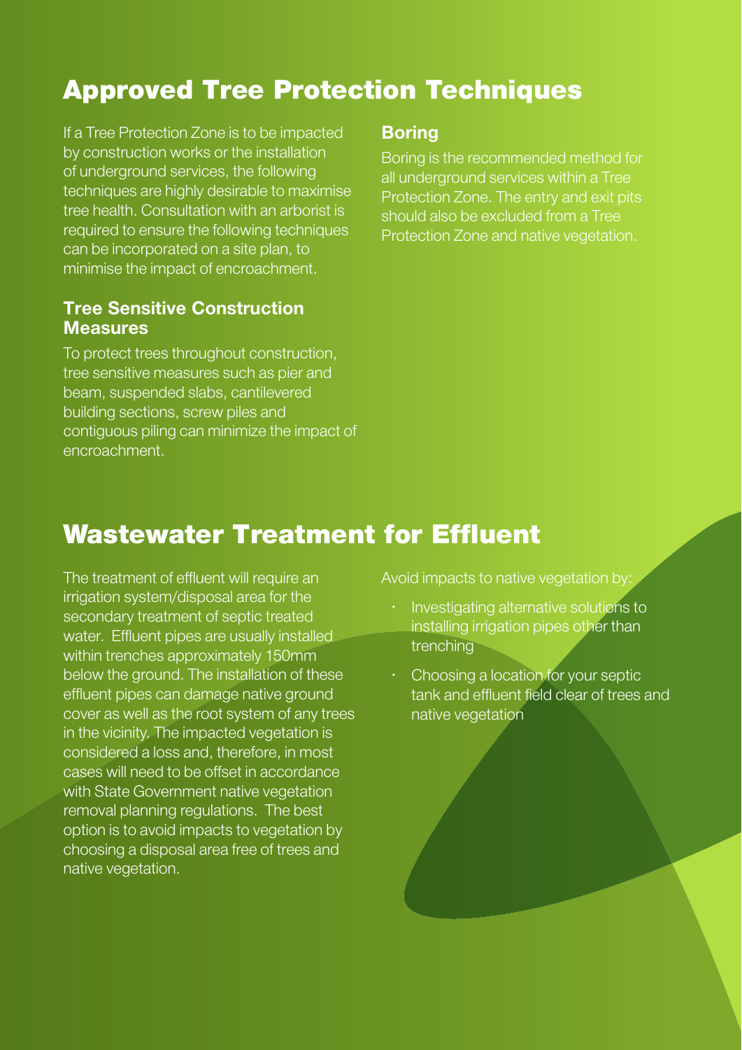## Approved Tree Protection Techniques

If a Tree Protection Zone is to be impacted by construction works or the installation of underground services, the following techniques are highly desirable to maximise tree health. Consultation with an arborist is required to ensure the following techniques can be incorporated on a site plan, to minimise the impact of encroachment.

### Tree Sensitive Construction Measures

To protect trees throughout construction, tree sensitive measures such as pier and beam, suspended slabs, cantilevered building sections, screw piles and contiguous piling can minimize the impact of encroachment.

### Boring

Boring is the recommended method for all underground services within a Tree Protection Zone. The entry and exit pits should also be excluded from a Tree Protection Zone and native vegetation.

## Wastewater Treatment for Effluent

The treatment of effluent will require an irrigation system/disposal area for the secondary treatment of septic treated water. Effluent pipes are usually installed within trenches approximately 150mm below the ground. The installation of these effluent pipes can damage native ground cover as well as the root system of any trees in the vicinity. The impacted vegetation is considered a loss and, therefore, in most cases will need to be offset in accordance with State Government native vegetation removal planning regulations. The best option is to avoid impacts to vegetation by choosing a disposal area free of trees and native vegetation.

Avoid impacts to native vegetation by:

- Investigating alternative solutions to installing irrigation pipes other than trenching
- Choosing a location for your septic tank and effluent field clear of trees and native vegetation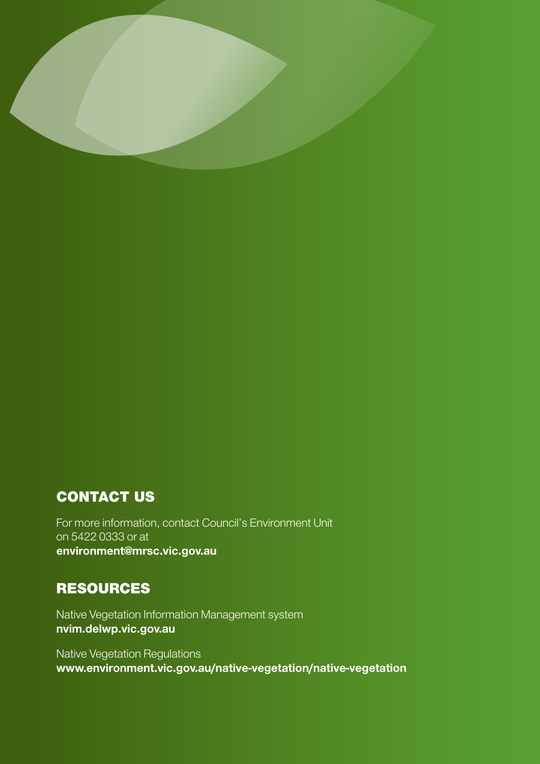## CONTACT US

For more information, contact Council's Environment Unit on 5422 0333 or at **environment@mrsc.vic.gov.au**

## RESOURCES

Native Vegetation Information Management system
**nvim.delwp.vic.gov.au**

Native Vegetation Regulations
**www.environment.vic.gov.au/native-vegetation/native-vegetation**